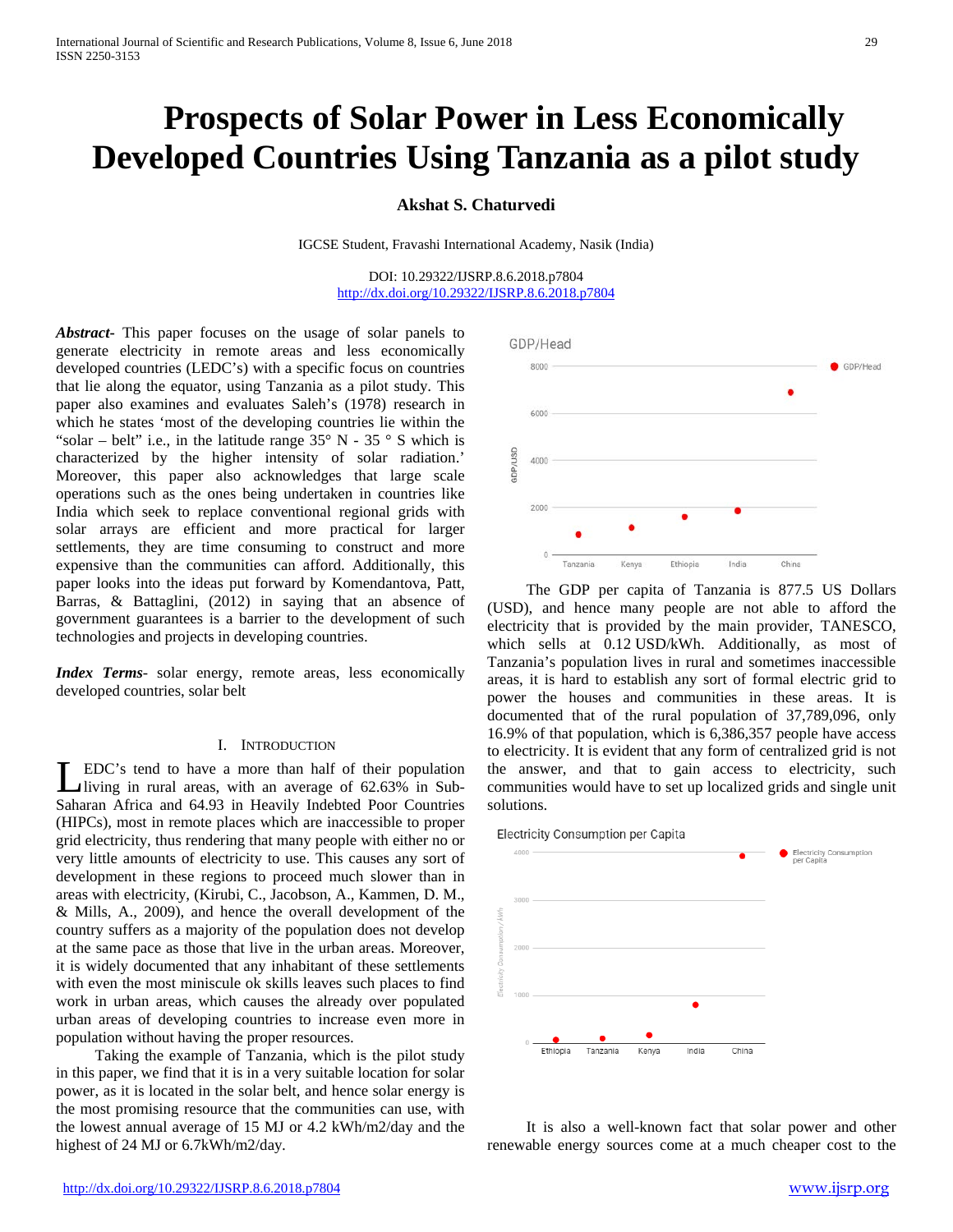# Prospects of Solar Power in Less Economically Developed Countries Using Tanzania as a pilot study

**Akshat S. Chaturvedi**

IGCSE Student, Fravashi International Academy, Nasik (India)

DOI: 10.29322/IJSRP.8.6.2018.p7804
http://dx.doi.org/10.29322/IJSRP.8.6.2018.p7804

***Abstract*-** This paper focuses on the usage of solar panels to generate electricity in remote areas and less economically developed countries (LEDC's) with a specific focus on countries that lie along the equator, using Tanzania as a pilot study. This paper also examines and evaluates Saleh's (1978) research in which he states 'most of the developing countries lie within the "solar – belt" i.e., in the latitude range 35° N - 35 ° S which is characterized by the higher intensity of solar radiation.' Moreover, this paper also acknowledges that large scale operations such as the ones being undertaken in countries like India which seek to replace conventional regional grids with solar arrays are efficient and more practical for larger settlements, they are time consuming to construct and more expensive than the communities can afford. Additionally, this paper looks into the ideas put forward by Komendantova, Patt, Barras, & Battaglini, (2012) in saying that an absence of government guarantees is a barrier to the development of such technologies and projects in developing countries.

***Index Terms*-** solar energy, remote areas, less economically developed countries, solar belt

## I. Introduction

LEDC's tend to have a more than half of their population living in rural areas, with an average of 62.63% in Sub-Saharan Africa and 64.93 in Heavily Indebted Poor Countries (HIPCs), most in remote places which are inaccessible to proper grid electricity, thus rendering that many people with either no or very little amounts of electricity to use. This causes any sort of development in these regions to proceed much slower than in areas with electricity, (Kirubi, C., Jacobson, A., Kammen, D. M., & Mills, A., 2009), and hence the overall development of the country suffers as a majority of the population does not develop at the same pace as those that live in the urban areas. Moreover, it is widely documented that any inhabitant of these settlements with even the most miniscule ok skills leaves such places to find work in urban areas, which causes the already over populated urban areas of developing countries to increase even more in population without having the proper resources.

Taking the example of Tanzania, which is the pilot study in this paper, we find that it is in a very suitable location for solar power, as it is located in the solar belt, and hence solar energy is the most promising resource that the communities can use, with the lowest annual average of 15 MJ or 4.2 kWh/m2/day and the highest of 24 MJ or 6.7kWh/m2/day.

The GDP per capita of Tanzania is 877.5 US Dollars (USD), and hence many people are not able to afford the electricity that is provided by the main provider, TANESCO, which sells at 0.12 USD/kWh. Additionally, as most of Tanzania's population lives in rural and sometimes inaccessible areas, it is hard to establish any sort of formal electric grid to power the houses and communities in these areas. It is documented that of the rural population of 37,789,096, only 16.9% of that population, which is 6,386,357 people have access to electricity. It is evident that any form of centralized grid is not the answer, and that to gain access to electricity, such communities would have to set up localized grids and single unit solutions.

It is also a well-known fact that solar power and other renewable energy sources come at a much cheaper cost to the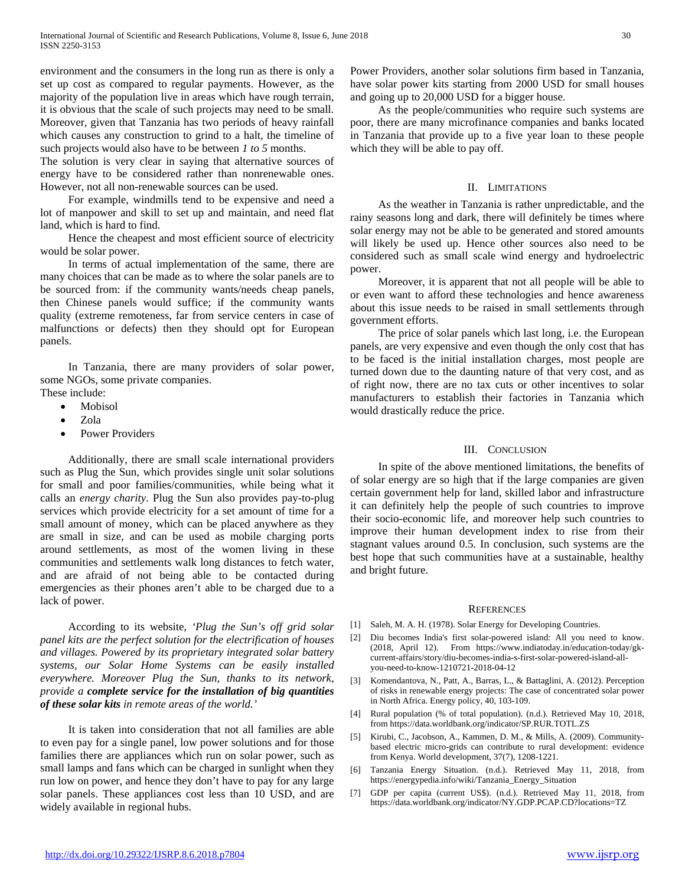environment and the consumers in the long run as there is only a set up cost as compared to regular payments. However, as the majority of the population live in areas which have rough terrain, it is obvious that the scale of such projects may need to be small. Moreover, given that Tanzania has two periods of heavy rainfall which causes any construction to grind to a halt, the timeline of such projects would also have to be between *1 to 5* months.

The solution is very clear in saying that alternative sources of energy have to be considered rather than nonrenewable ones. However, not all non-renewable sources can be used.

For example, windmills tend to be expensive and need a lot of manpower and skill to set up and maintain, and need flat land, which is hard to find.

Hence the cheapest and most efficient source of electricity would be solar power.

In terms of actual implementation of the same, there are many choices that can be made as to where the solar panels are to be sourced from: if the community wants/needs cheap panels, then Chinese panels would suffice; if the community wants quality (extreme remoteness, far from service centers in case of malfunctions or defects) then they should opt for European panels.

In Tanzania, there are many providers of solar power, some NGOs, some private companies.

These include:

- Mobisol
- Zola
- Power Providers

Additionally, there are small scale international providers such as Plug the Sun, which provides single unit solar solutions for small and poor families/communities, while being what it calls an *energy charity*. Plug the Sun also provides pay-to-plug services which provide electricity for a set amount of time for a small amount of money, which can be placed anywhere as they are small in size, and can be used as mobile charging ports around settlements, as most of the women living in these communities and settlements walk long distances to fetch water, and are afraid of not being able to be contacted during emergencies as their phones aren't able to be charged due to a lack of power.

According to its website, *'Plug the Sun's off grid solar panel kits are the perfect solution for the electrification of houses and villages. Powered by its proprietary integrated solar battery systems, our Solar Home Systems can be easily installed everywhere. Moreover Plug the Sun, thanks to its network, provide a* ***complete service for the installation of big quantities of these solar kits*** *in remote areas of the world.'*

It is taken into consideration that not all families are able to even pay for a single panel, low power solutions and for those families there are appliances which run on solar power, such as small lamps and fans which can be charged in sunlight when they run low on power, and hence they don't have to pay for any large solar panels. These appliances cost less than 10 USD, and are widely available in regional hubs.

Power Providers, another solar solutions firm based in Tanzania, have solar power kits starting from 2000 USD for small houses and going up to 20,000 USD for a bigger house.

As the people/communities who require such systems are poor, there are many microfinance companies and banks located in Tanzania that provide up to a five year loan to these people which they will be able to pay off.

## II. Limitations

As the weather in Tanzania is rather unpredictable, and the rainy seasons long and dark, there will definitely be times where solar energy may not be able to be generated and stored amounts will likely be used up. Hence other sources also need to be considered such as small scale wind energy and hydroelectric power.

Moreover, it is apparent that not all people will be able to or even want to afford these technologies and hence awareness about this issue needs to be raised in small settlements through government efforts.

The price of solar panels which last long, i.e. the European panels, are very expensive and even though the only cost that has to be faced is the initial installation charges, most people are turned down due to the daunting nature of that very cost, and as of right now, there are no tax cuts or other incentives to solar manufacturers to establish their factories in Tanzania which would drastically reduce the price.

## III. Conclusion

In spite of the above mentioned limitations, the benefits of of solar energy are so high that if the large companies are given certain government help for land, skilled labor and infrastructure it can definitely help the people of such countries to improve their socio-economic life, and moreover help such countries to improve their human development index to rise from their stagnant values around 0.5. In conclusion, such systems are the best hope that such communities have at a sustainable, healthy and bright future.

## References

[1] Saleh, M. A. H. (1978). Solar Energy for Developing Countries.

[2] Diu becomes India's first solar-powered island: All you need to know. (2018, April 12). From https://www.indiatoday.in/education-today/gk-current-affairs/story/diu-becomes-india-s-first-solar-powered-island-all-you-need-to-know-1210721-2018-04-12

[3] Komendantova, N., Patt, A., Barras, L., & Battaglini, A. (2012). Perception of risks in renewable energy projects: The case of concentrated solar power in North Africa. Energy policy, 40, 103-109.

[4] Rural population (% of total population). (n.d.). Retrieved May 10, 2018, from https://data.worldbank.org/indicator/SP.RUR.TOTL.ZS

[5] Kirubi, C., Jacobson, A., Kammen, D. M., & Mills, A. (2009). Community-based electric micro-grids can contribute to rural development: evidence from Kenya. World development, 37(7), 1208-1221.

[6] Tanzania Energy Situation. (n.d.). Retrieved May 11, 2018, from https://energypedia.info/wiki/Tanzania_Energy_Situation

[7] GDP per capita (current US$). (n.d.). Retrieved May 11, 2018, from https://data.worldbank.org/indicator/NY.GDP.PCAP.CD?locations=TZ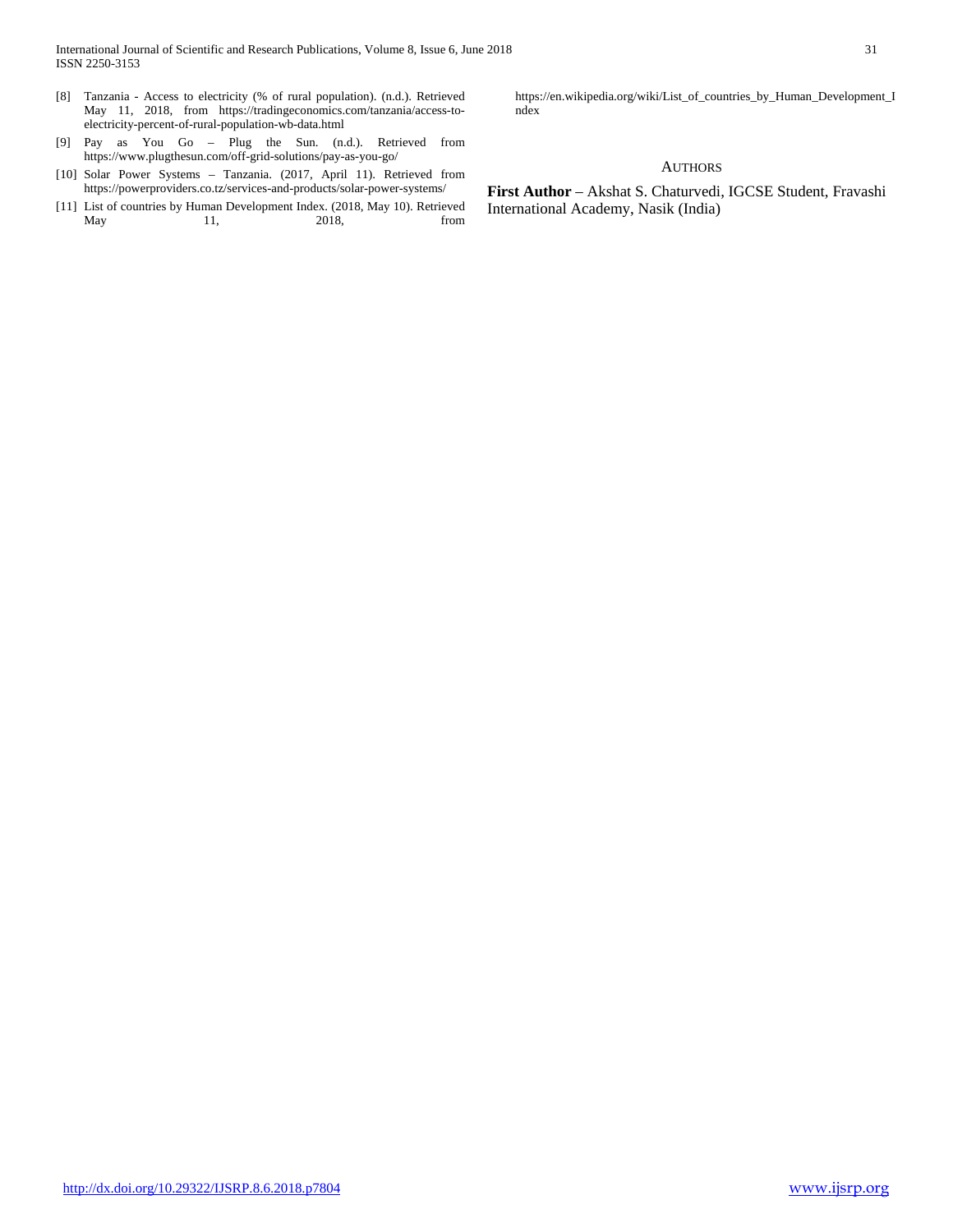[8] Tanzania - Access to electricity (% of rural population). (n.d.). Retrieved May 11, 2018, from https://tradingeconomics.com/tanzania/access-to-electricity-percent-of-rural-population-wb-data.html

[9] Pay as You Go – Plug the Sun. (n.d.). Retrieved from https://www.plugthesun.com/off-grid-solutions/pay-as-you-go/

[10] Solar Power Systems – Tanzania. (2017, April 11). Retrieved from https://powerproviders.co.tz/services-and-products/solar-power-systems/

[11] List of countries by Human Development Index. (2018, May 10). Retrieved May 11, 2018, from https://en.wikipedia.org/wiki/List_of_countries_by_Human_Development_Index

## AUTHORS

**First Author** – Akshat S. Chaturvedi, IGCSE Student, Fravashi International Academy, Nasik (India)

http://dx.doi.org/10.29322/IJSRP.8.6.2018.p7804